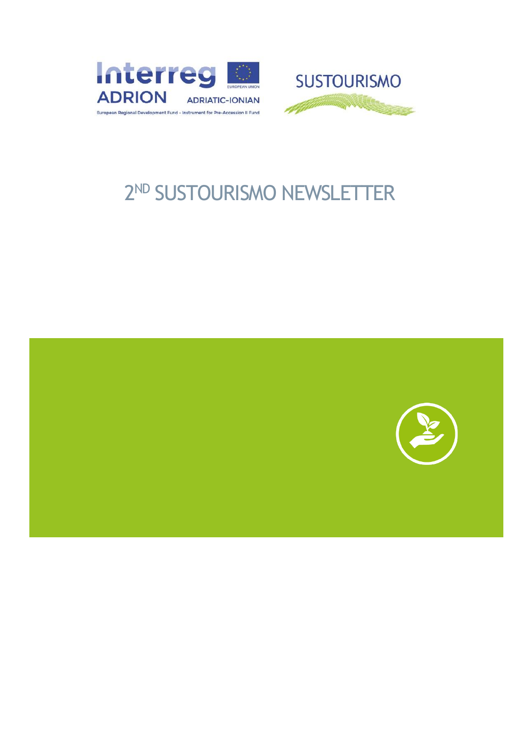# 2[ND] SUSTOURISMO NEWSLETTER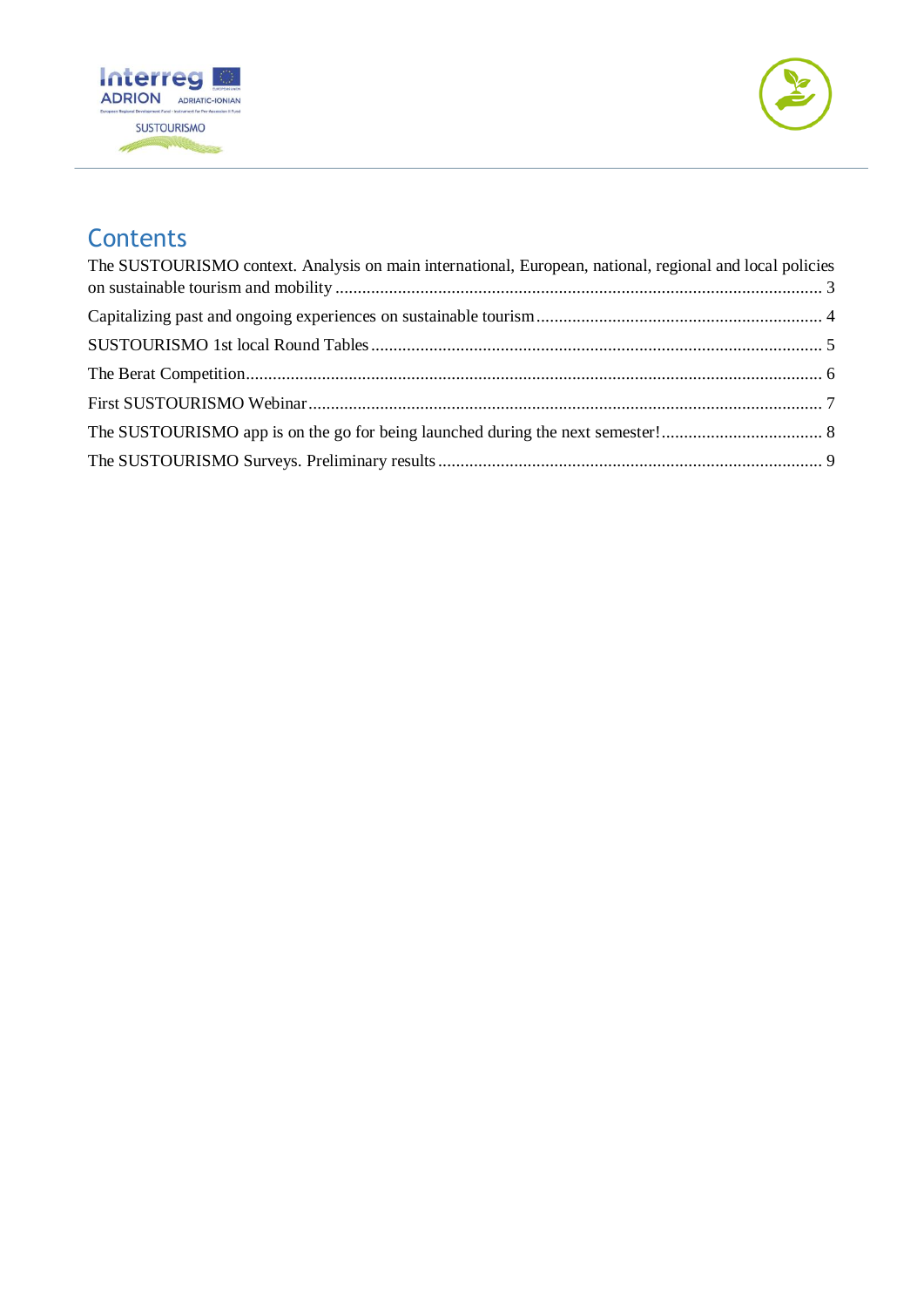# Contents

The SUSTOURISMO context. Analysis on main international, European, national, regional and local policies on sustainable tourism and mobility ............................................................................................................ 3

Capitalizing past and ongoing experiences on sustainable tourism ................................................................ 4

SUSTOURISMO 1st local Round Tables ..................................................................................................... 5

The Berat Competition................................................................................................................................ 6

First SUSTOURISMO Webinar .................................................................................................................. 7

The SUSTOURISMO app is on the go for being launched during the next semester! .................................... 8

The SUSTOURISMO Surveys. Preliminary results ...................................................................................... 9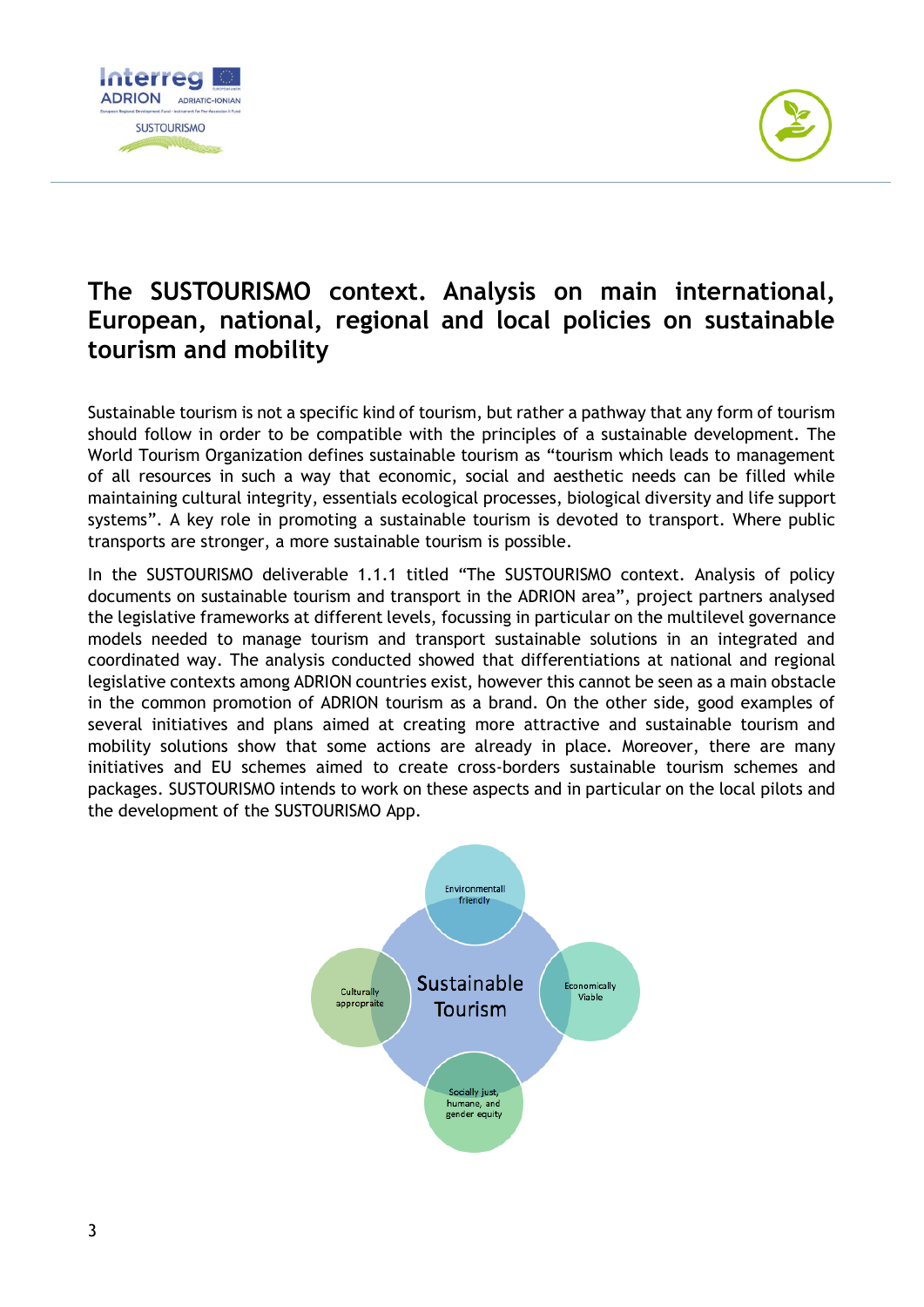# The SUSTOURISMO context. Analysis on main international, European, national, regional and local policies on sustainable tourism and mobility

Sustainable tourism is not a specific kind of tourism, but rather a pathway that any form of tourism should follow in order to be compatible with the principles of a sustainable development. The World Tourism Organization defines sustainable tourism as “tourism which leads to management of all resources in such a way that economic, social and aesthetic needs can be filled while maintaining cultural integrity, essentials ecological processes, biological diversity and life support systems”. A key role in promoting a sustainable tourism is devoted to transport. Where public transports are stronger, a more sustainable tourism is possible.

In the SUSTOURISMO deliverable 1.1.1 titled “The SUSTOURISMO context. Analysis of policy documents on sustainable tourism and transport in the ADRION area”, project partners analysed the legislative frameworks at different levels, focussing in particular on the multilevel governance models needed to manage tourism and transport sustainable solutions in an integrated and coordinated way. The analysis conducted showed that differentiations at national and regional legislative contexts among ADRION countries exist, however this cannot be seen as a main obstacle in the common promotion of ADRION tourism as a brand. On the other side, good examples of several initiatives and plans aimed at creating more attractive and sustainable tourism and mobility solutions show that some actions are already in place. Moreover, there are many initiatives and EU schemes aimed to create cross-borders sustainable tourism schemes and packages. SUSTOURISMO intends to work on these aspects and in particular on the local pilots and the development of the SUSTOURISMO App.

Sustainable Tourism

- Environmentall friendly
- Economically Viable
- Socially just, humane, and gender equity
- Culturally appropraite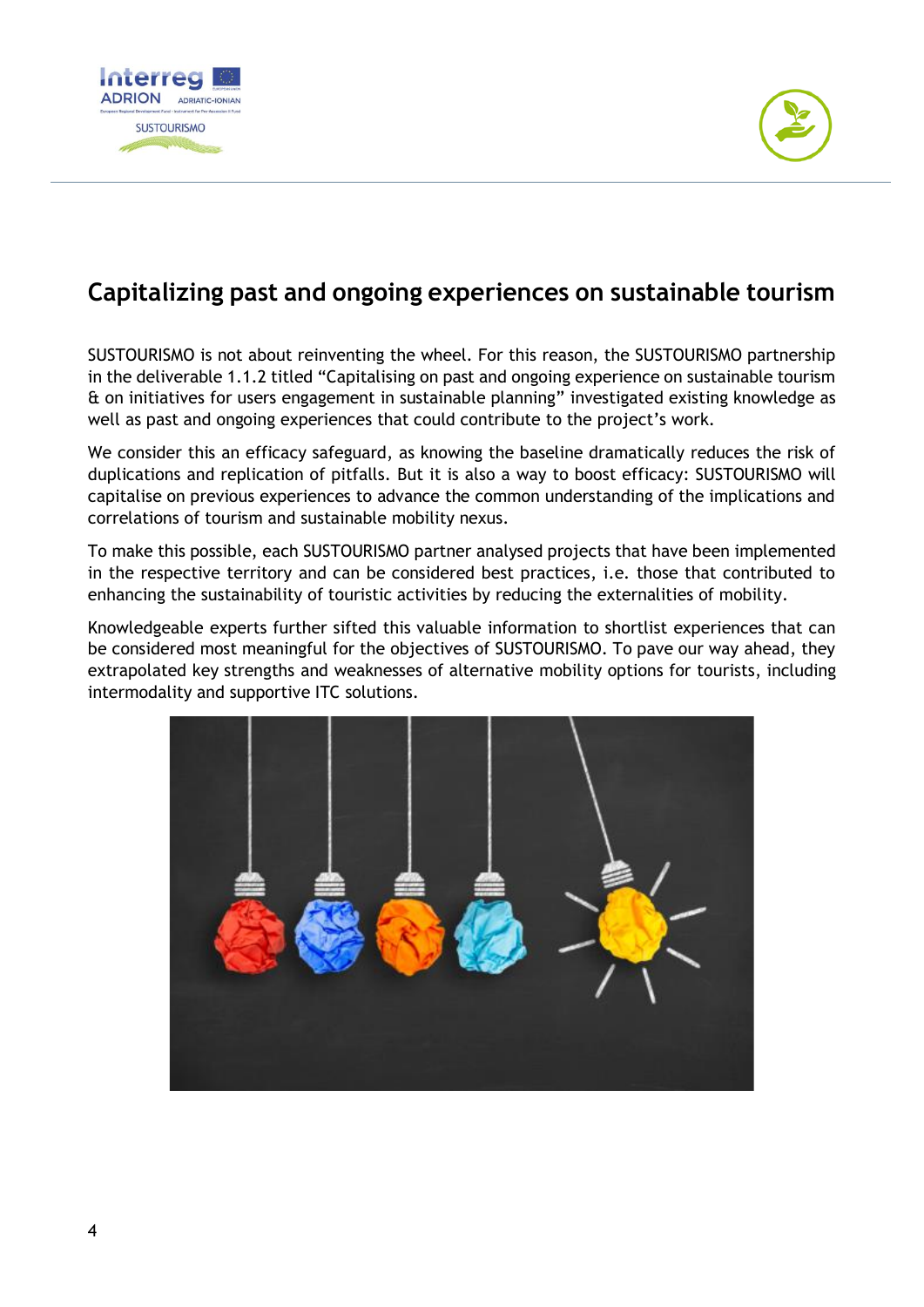## Capitalizing past and ongoing experiences on sustainable tourism

SUSTOURISMO is not about reinventing the wheel. For this reason, the SUSTOURISMO partnership in the deliverable 1.1.2 titled "Capitalising on past and ongoing experience on sustainable tourism & on initiatives for users engagement in sustainable planning" investigated existing knowledge as well as past and ongoing experiences that could contribute to the project's work.

We consider this an efficacy safeguard, as knowing the baseline dramatically reduces the risk of duplications and replication of pitfalls. But it is also a way to boost efficacy: SUSTOURISMO will capitalise on previous experiences to advance the common understanding of the implications and correlations of tourism and sustainable mobility nexus.

To make this possible, each SUSTOURISMO partner analysed projects that have been implemented in the respective territory and can be considered best practices, i.e. those that contributed to enhancing the sustainability of touristic activities by reducing the externalities of mobility.

Knowledgeable experts further sifted this valuable information to shortlist experiences that can be considered most meaningful for the objectives of SUSTOURISMO. To pave our way ahead, they extrapolated key strengths and weaknesses of alternative mobility options for tourists, including intermodality and supportive ITC solutions.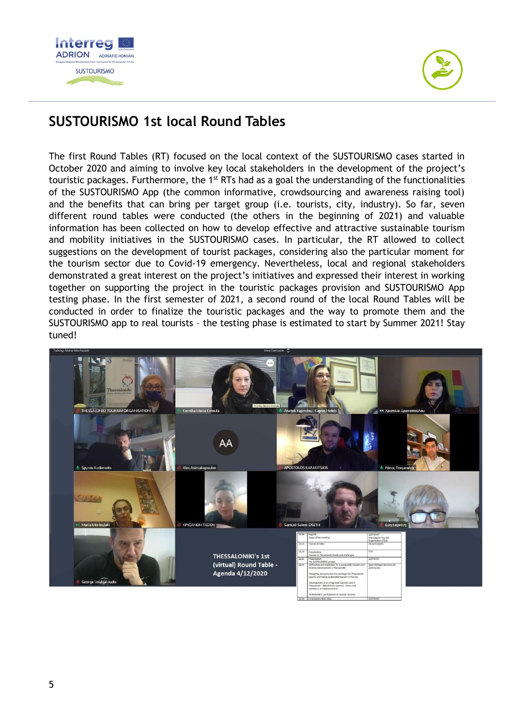# SUSTOURISMO 1st local Round Tables

The first Round Tables (RT) focused on the local context of the SUSTOURISMO cases started in October 2020 and aiming to involve key local stakeholders in the development of the project's touristic packages. Furthermore, the 1st RTs had as a goal the understanding of the functionalities of the SUSTOURISMO App (the common informative, crowdsourcing and awareness raising tool) and the benefits that can bring per target group (i.e. tourists, city, industry). So far, seven different round tables were conducted (the others in the beginning of 2021) and valuable information has been collected on how to develop effective and attractive sustainable tourism and mobility initiatives in the SUSTOURISMO cases. In particular, the RT allowed to collect suggestions on the development of tourist packages, considering also the particular moment for the tourism sector due to Covid-19 emergency. Nevertheless, local and regional stakeholders demonstrated a great interest on the project's initiatives and expressed their interest in working together on supporting the project in the touristic packages provision and SUSTOURISMO App testing phase. In the first semester of 2021, a second round of the local Round Tables will be conducted in order to finalize the touristic packages and the way to promote them and the SUSTOURISMO app to real tourists – the testing phase is estimated to start by Summer 2021! Stay tuned!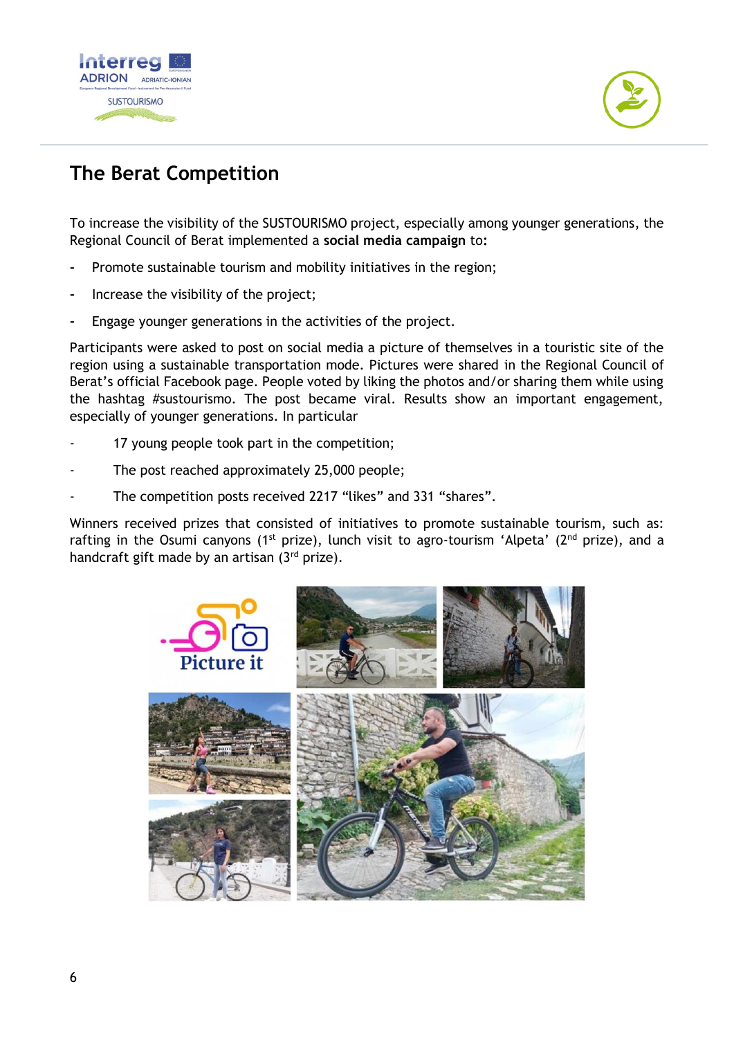## The Berat Competition

To increase the visibility of the SUSTOURISMO project, especially among younger generations, the Regional Council of Berat implemented a **social media campaign** to:

- Promote sustainable tourism and mobility initiatives in the region;
- Increase the visibility of the project;
- Engage younger generations in the activities of the project.

Participants were asked to post on social media a picture of themselves in a touristic site of the region using a sustainable transportation mode. Pictures were shared in the Regional Council of Berat's official Facebook page. People voted by liking the photos and/or sharing them while using the hashtag #sustourismo. The post became viral. Results show an important engagement, especially of younger generations. In particular

- 17 young people took part in the competition;
- The post reached approximately 25,000 people;
- The competition posts received 2217 "likes" and 331 "shares".

Winners received prizes that consisted of initiatives to promote sustainable tourism, such as: rafting in the Osumi canyons (1st prize), lunch visit to agro-tourism 'Alpeta' (2nd prize), and a handcraft gift made by an artisan (3rd prize).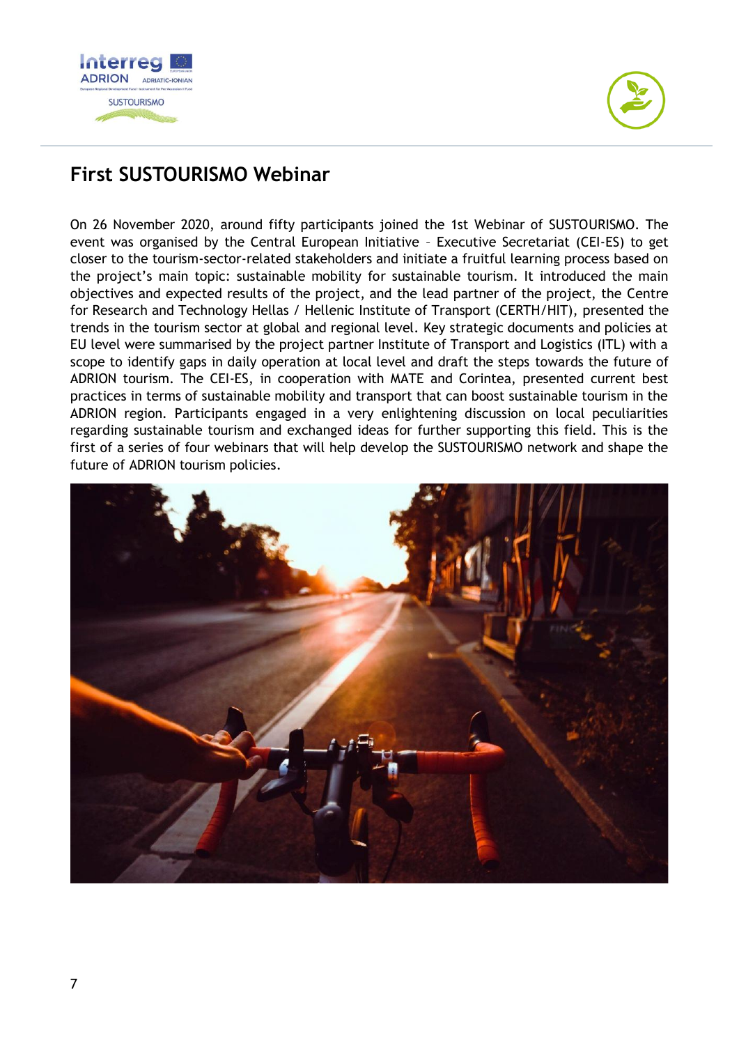## First SUSTOURISMO Webinar

On 26 November 2020, around fifty participants joined the 1st Webinar of SUSTOURISMO. The event was organised by the Central European Initiative – Executive Secretariat (CEI-ES) to get closer to the tourism-sector-related stakeholders and initiate a fruitful learning process based on the project's main topic: sustainable mobility for sustainable tourism. It introduced the main objectives and expected results of the project, and the lead partner of the project, the Centre for Research and Technology Hellas / Hellenic Institute of Transport (CERTH/HIT), presented the trends in the tourism sector at global and regional level. Key strategic documents and policies at EU level were summarised by the project partner Institute of Transport and Logistics (ITL) with a scope to identify gaps in daily operation at local level and draft the steps towards the future of ADRION tourism. The CEI-ES, in cooperation with MATE and Corintea, presented current best practices in terms of sustainable mobility and transport that can boost sustainable tourism in the ADRION region. Participants engaged in a very enlightening discussion on local peculiarities regarding sustainable tourism and exchanged ideas for further supporting this field. This is the first of a series of four webinars that will help develop the SUSTOURISMO network and shape the future of ADRION tourism policies.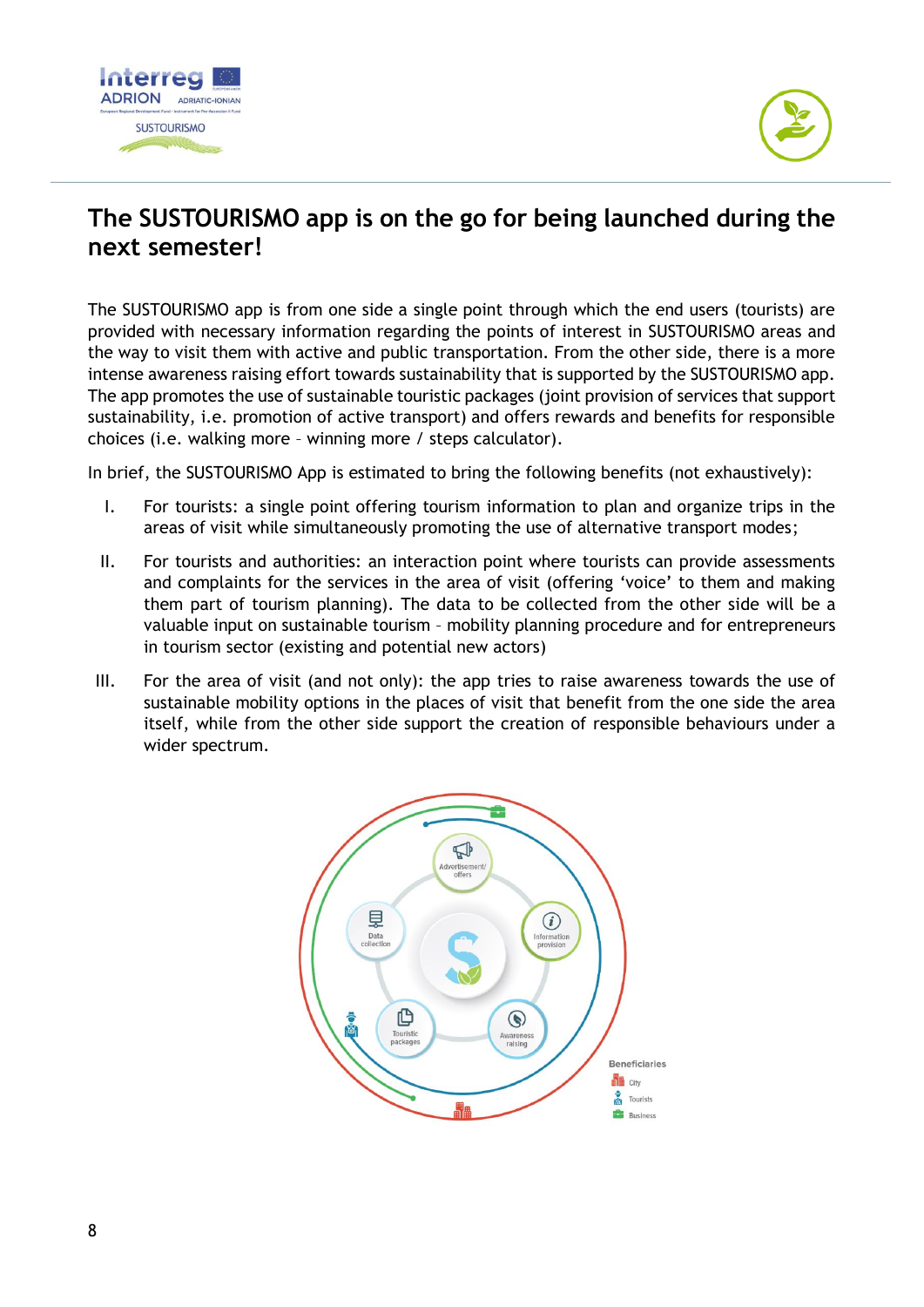## The SUSTOURISMO app is on the go for being launched during the next semester!

The SUSTOURISMO app is from one side a single point through which the end users (tourists) are provided with necessary information regarding the points of interest in SUSTOURISMO areas and the way to visit them with active and public transportation. From the other side, there is a more intense awareness raising effort towards sustainability that is supported by the SUSTOURISMO app. The app promotes the use of sustainable touristic packages (joint provision of services that support sustainability, i.e. promotion of active transport) and offers rewards and benefits for responsible choices (i.e. walking more – winning more / steps calculator).

In brief, the SUSTOURISMO App is estimated to bring the following benefits (not exhaustively):

I. For tourists: a single point offering tourism information to plan and organize trips in the areas of visit while simultaneously promoting the use of alternative transport modes;

II. For tourists and authorities: an interaction point where tourists can provide assessments and complaints for the services in the area of visit (offering 'voice' to them and making them part of tourism planning). The data to be collected from the other side will be a valuable input on sustainable tourism – mobility planning procedure and for entrepreneurs in tourism sector (existing and potential new actors)

III. For the area of visit (and not only): the app tries to raise awareness towards the use of sustainable mobility options in the places of visit that benefit from the one side the area itself, while from the other side support the creation of responsible behaviours under a wider spectrum.

Advertisement/offers

Information provision

Awareness raising

Touristic packages

Data collection

Beneficiaries

City

Tourists

Business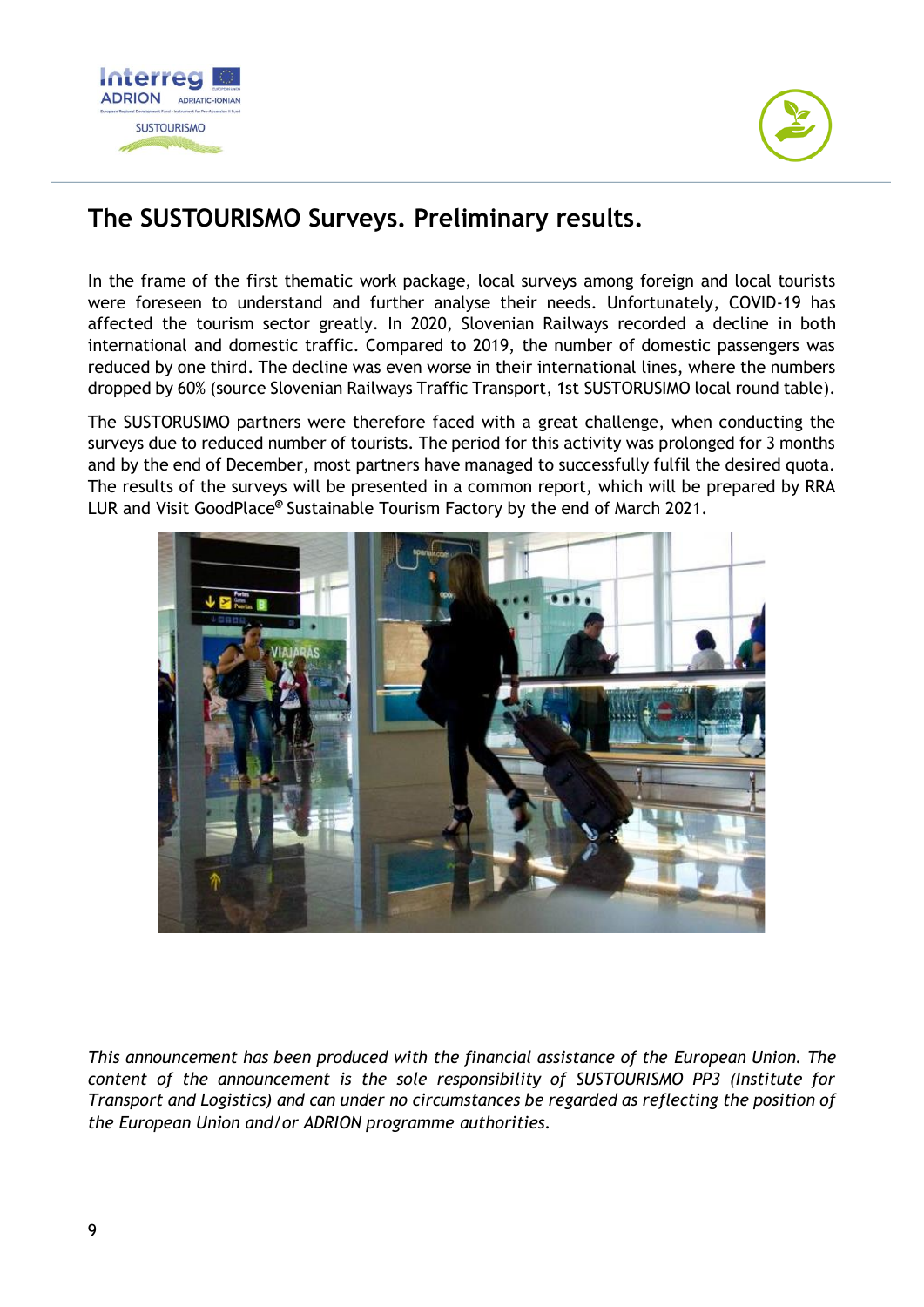## The SUSTOURISMO Surveys. Preliminary results.

In the frame of the first thematic work package, local surveys among foreign and local tourists were foreseen to understand and further analyse their needs. Unfortunately, COVID-19 has affected the tourism sector greatly. In 2020, Slovenian Railways recorded a decline in both international and domestic traffic. Compared to 2019, the number of domestic passengers was reduced by one third. The decline was even worse in their international lines, where the numbers dropped by 60% (source Slovenian Railways Traffic Transport, 1st SUSTORUSIMO local round table).

The SUSTORUSIMO partners were therefore faced with a great challenge, when conducting the surveys due to reduced number of tourists. The period for this activity was prolonged for 3 months and by the end of December, most partners have managed to successfully fulfil the desired quota. The results of the surveys will be presented in a common report, which will be prepared by RRA LUR and Visit GoodPlace® Sustainable Tourism Factory by the end of March 2021.

*This announcement has been produced with the financial assistance of the European Union. The content of the announcement is the sole responsibility of SUSTOURISMO PP3 (Institute for Transport and Logistics) and can under no circumstances be regarded as reflecting the position of the European Union and/or ADRION programme authorities.*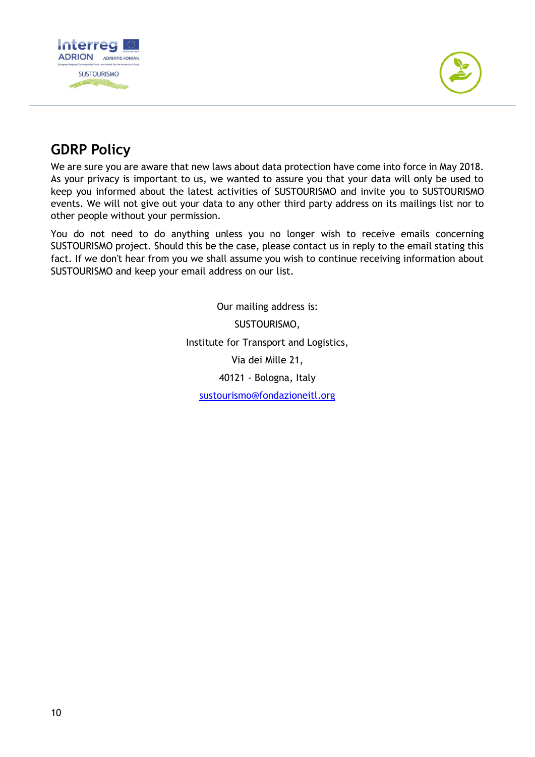## GDRP Policy

We are sure you are aware that new laws about data protection have come into force in May 2018. As your privacy is important to us, we wanted to assure you that your data will only be used to keep you informed about the latest activities of SUSTOURISMO and invite you to SUSTOURISMO events. We will not give out your data to any other third party address on its mailings list nor to other people without your permission.

You do not need to do anything unless you no longer wish to receive emails concerning SUSTOURISMO project. Should this be the case, please contact us in reply to the email stating this fact. If we don't hear from you we shall assume you wish to continue receiving information about SUSTOURISMO and keep your email address on our list.

Our mailing address is:

SUSTOURISMO,

Institute for Transport and Logistics,

Via dei Mille 21,

40121 - Bologna, Italy

sustourismo@fondazioneitl.org